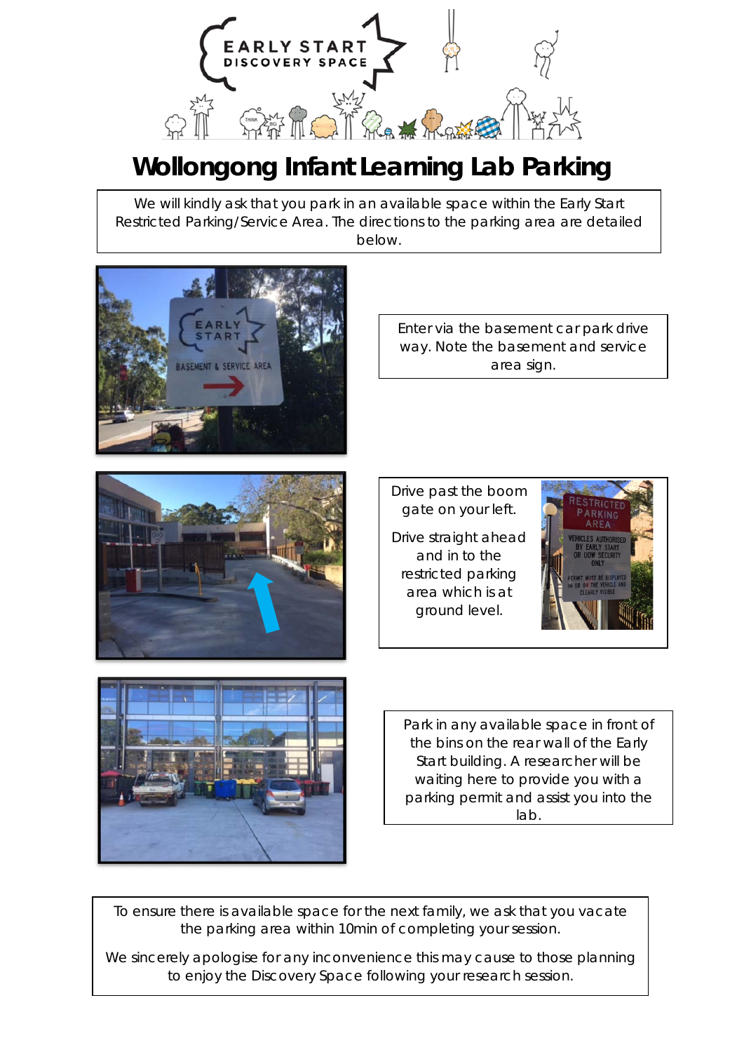# Wollongong Infant Learning Lab Parking

We will kindly ask that you park in an available space within the Early Start Restricted Parking/Service Area. The directions to the parking area are detailed below.

Enter via the basement car park drive way. Note the basement and service area sign.

Drive past the boom gate on your left.

Drive straight ahead and in to the restricted parking area which is at ground level.

Park in any available space in front of the bins on the rear wall of the Early Start building. A researcher will be waiting here to provide you with a parking permit and assist you into the lab.

To ensure there is available space for the next family, we ask that you vacate the parking area within 10min of completing your session.

We sincerely apologise for any inconvenience this may cause to those planning to enjoy the Discovery Space following your research session.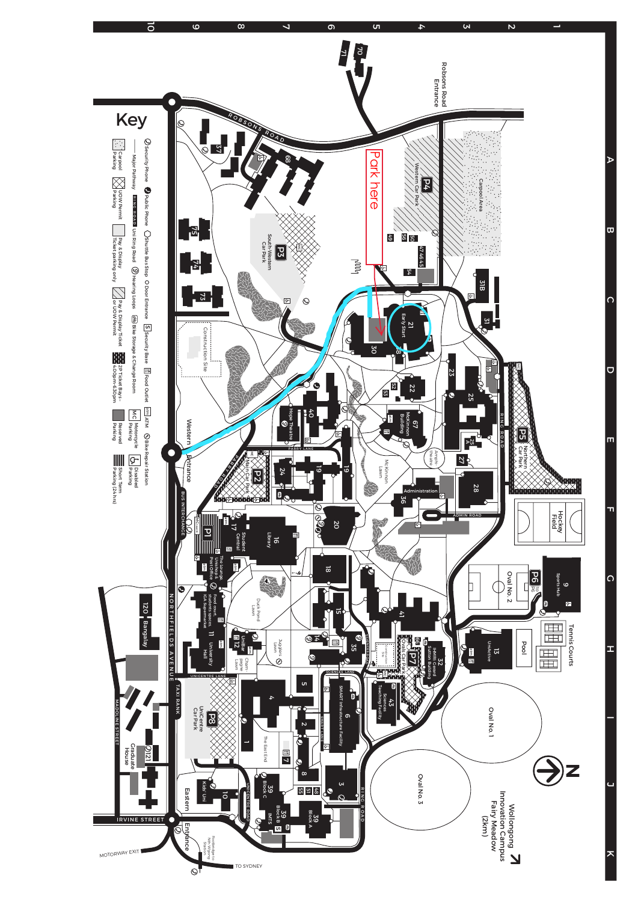Key

Security Phone
Public Phone
Shuttle Bus Stop
Door/Entrance
Security Base
Food Outlet
ATM
Bike Repair Station
Major Pathway
RING ROAD Uni Ring Road
Hearing Loops
Bike Storage & Change Room
MC Motorcycle Parking
Disabled Parking
Carpool Parking
UOW Permit Parking
Pay & Display Ticket parking only
Pay & Display Ticket or UOW Permit
2P Ticket Bays - 4.00pm-6.30pm
Reserved Parking
Short Term Parking (24 hrs)

Park here

Robsons Road Entrance
Western Entrance
Eastern Entrance
ROBSONS ROAD
RING ROAD
NORTHFIELDS AVENUE
IRVINE STREET
MADOLINE STREET
PARRY LANE
PARRY ROAD
ADMIN ROAD
UNICENTRE LANE
UNICENTRE ROAD
SCIENCES LANE
SMART LANE
BUS INTERCHANGE
TAXI RANK
MOTORWAY EXIT
TO SYDNEY

P1
P2 Main Car Park
P3 South-Western Car Park
P4 Western Car Park
P5 Northern Car Park
P6
P7 Science Car Park
P8 Unicentre Car Park
Carpool Area

21 Early Start
16 Library
17 Student Central
11 University Hall
12 UniBar
13 UniActive
9 Sports Hub
32 HMRI Gerard Sutton Building
43 Sciences Teaching Facility
6 SMART Infrastructure Facility
39 Block A
39 Block B IMTS
39 Block C
67 McKinnon Building
Hope Theatre
Administration
120 Bangalay
121 Graduate House
Kids Uni
The Lounge
Uniplan & Post Office
Food court, Student Services, IGA Supermarket
The East End
Construction Site

McKinnon Lawn
Duck Pond Lawn
Jugglers Lawn
Champagne Lawn
Amphitheatre
Hockey Field
Oval No. 1
Oval No. 2
Oval No. 3
Pool
Tennis Courts

Wollongong Innovation Campus Fairy Meadow (2km)
Footbridge to North Wollongong Station

1 2 3 4 5 6 7 8 9 10
A B C D E F G H I J K